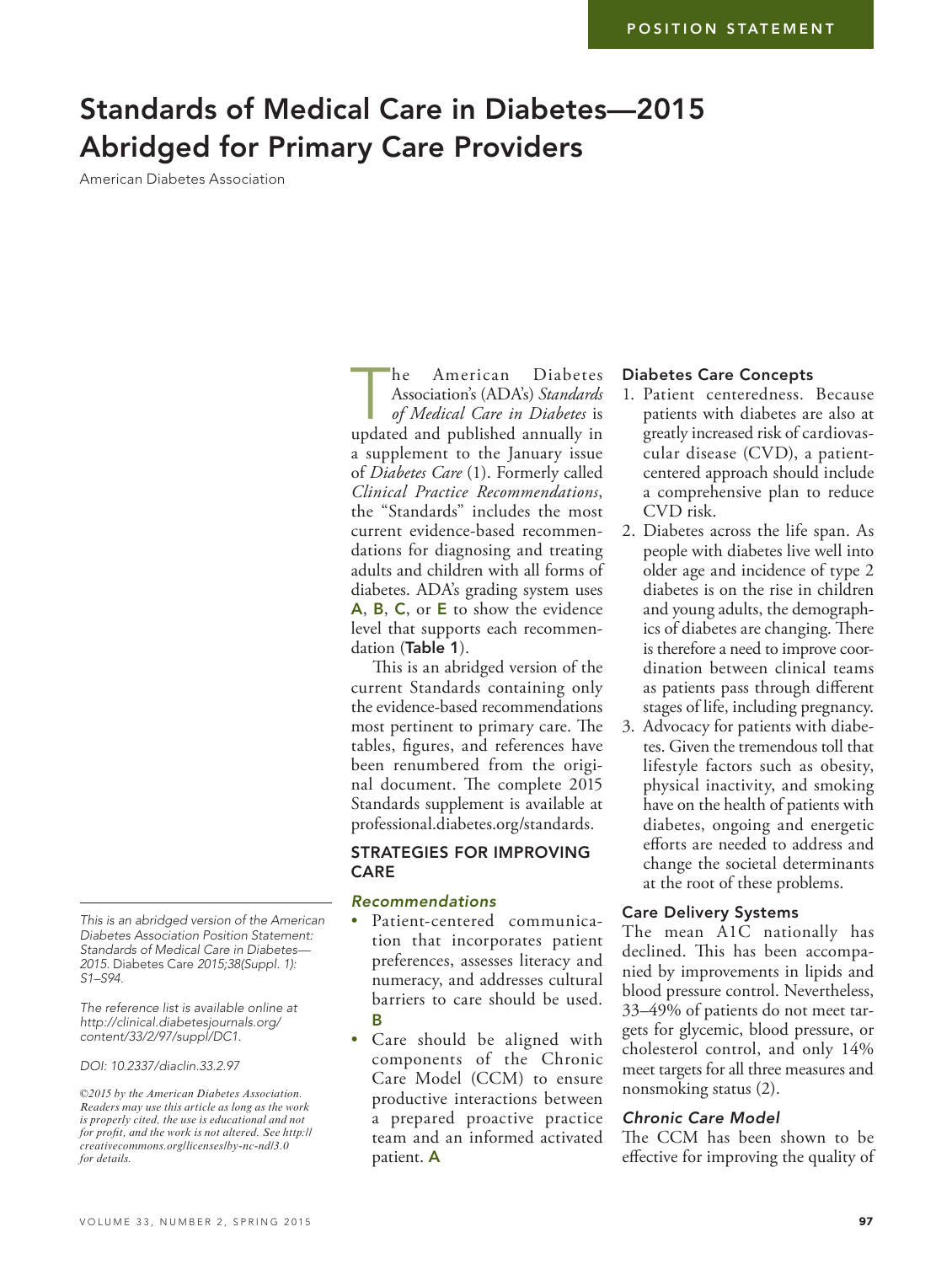# Standards of Medical Care in Diabetes—2015 Abridged for Primary Care Providers

American Diabetes Association

The American Diabetes Association's (ADA's) *Standards of Medical Care in Diabetes* is updated and published annually in a supplement to the January issue of *Diabetes Care* (1). Formerly called *Clinical Practice Recommendations*, the "Standards" includes the most current evidence-based recommendations for diagnosing and treating adults and children with all forms of diabetes. ADA's grading system uses **A**, **B**, **C**, or **E** to show the evidence level that supports each recommendation (**Table 1**).

This is an abridged version of the current Standards containing only the evidence-based recommendations most pertinent to primary care. The tables, figures, and references have been renumbered from the original document. The complete 2015 Standards supplement is available at professional.diabetes.org/standards.

## STRATEGIES FOR IMPROVING CARE

### *Recommendations*

- Patient-centered communication that incorporates patient preferences, assesses literacy and numeracy, and addresses cultural barriers to care should be used. **B**
- Care should be aligned with components of the Chronic Care Model (CCM) to ensure productive interactions between a prepared proactive practice team and an informed activated patient. **A**

### Diabetes Care Concepts

1. Patient centeredness. Because patients with diabetes are also at greatly increased risk of cardiovascular disease (CVD), a patient-centered approach should include a comprehensive plan to reduce CVD risk.
2. Diabetes across the life span. As people with diabetes live well into older age and incidence of type 2 diabetes is on the rise in children and young adults, the demographics of diabetes are changing. There is therefore a need to improve coordination between clinical teams as patients pass through different stages of life, including pregnancy.
3. Advocacy for patients with diabetes. Given the tremendous toll that lifestyle factors such as obesity, physical inactivity, and smoking have on the health of patients with diabetes, ongoing and energetic efforts are needed to address and change the societal determinants at the root of these problems.

### Care Delivery Systems

The mean A1C nationally has declined. This has been accompanied by improvements in lipids and blood pressure control. Nevertheless, 33–49% of patients do not meet targets for glycemic, blood pressure, or cholesterol control, and only 14% meet targets for all three measures and nonsmoking status (2).

### *Chronic Care Model*

The CCM has been shown to be effective for improving the quality of

*This is an abridged version of the American Diabetes Association Position Statement: Standards of Medical Care in Diabetes—2015.* Diabetes Care *2015;38(Suppl. 1): S1–S94.*

*The reference list is available online at http://clinical.diabetesjournals.org/content/33/2/97/suppl/DC1.*

*DOI: 10.2337/diaclin.33.2.97*

*©2015 by the American Diabetes Association. Readers may use this article as long as the work is properly cited, the use is educational and not for profit, and the work is not altered. See http://creativecommons.org/licenses/by-nc-nd/3.0 for details.*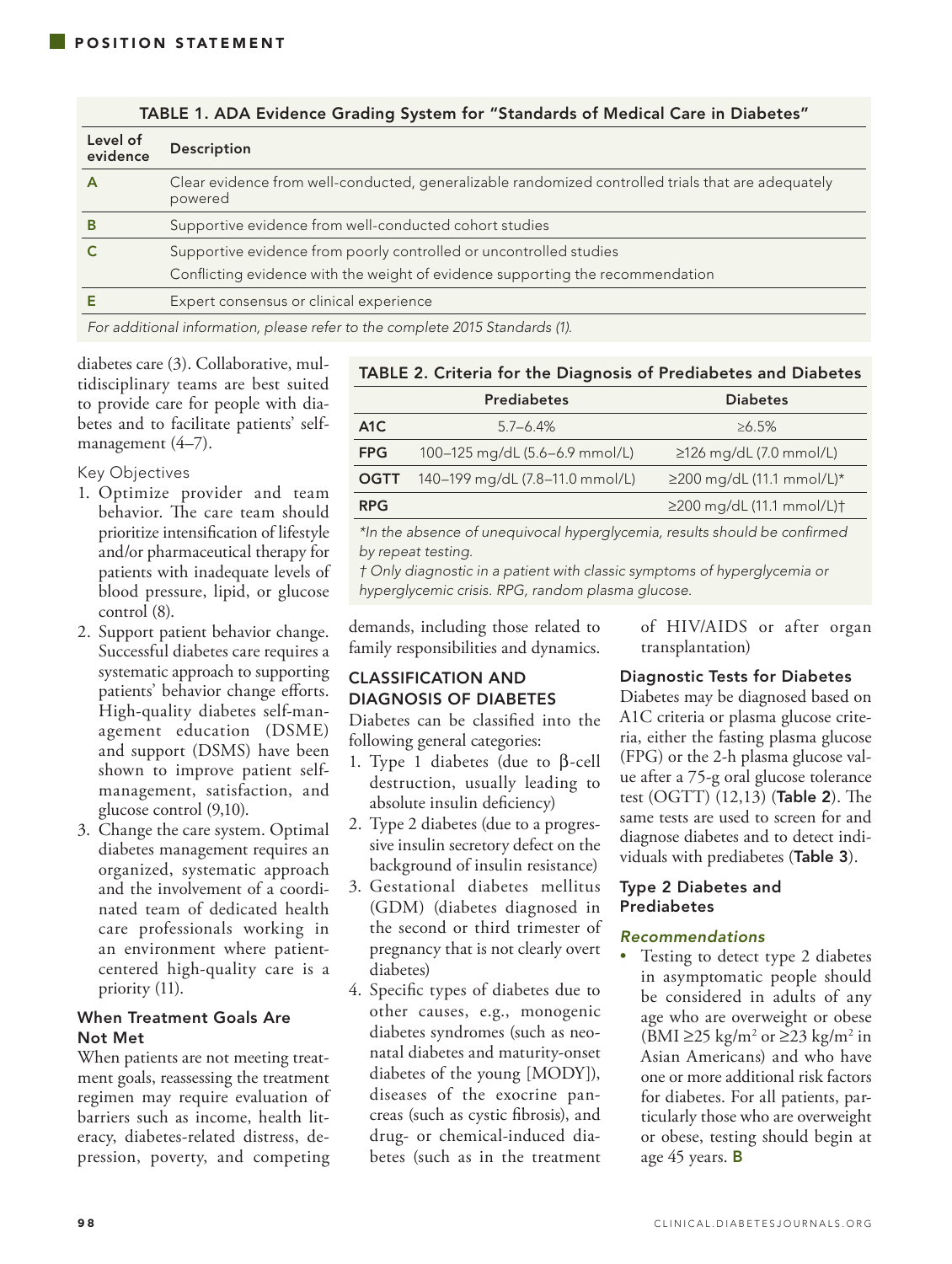TABLE 1. ADA Evidence Grading System for "Standards of Medical Care in Diabetes"

| Level of evidence | Description |
|---|---|
| A | Clear evidence from well-conducted, generalizable randomized controlled trials that are adequately powered |
| B | Supportive evidence from well-conducted cohort studies |
| C | Supportive evidence from poorly controlled or uncontrolled studies<br>Conflicting evidence with the weight of evidence supporting the recommendation |
| E | Expert consensus or clinical experience |

*For additional information, please refer to the complete 2015 Standards (1).*

diabetes care (3). Collaborative, multidisciplinary teams are best suited to provide care for people with diabetes and to facilitate patients' self-management (4–7).

Key Objectives

1. Optimize provider and team behavior. The care team should prioritize intensification of lifestyle and/or pharmaceutical therapy for patients with inadequate levels of blood pressure, lipid, or glucose control (8).
2. Support patient behavior change. Successful diabetes care requires a systematic approach to supporting patients' behavior change efforts. High-quality diabetes self-management education (DSME) and support (DSMS) have been shown to improve patient self-management, satisfaction, and glucose control (9,10).
3. Change the care system. Optimal diabetes management requires an organized, systematic approach and the involvement of a coordinated team of dedicated health care professionals working in an environment where patient-centered high-quality care is a priority (11).

### When Treatment Goals Are Not Met

When patients are not meeting treatment goals, reassessing the treatment regimen may require evaluation of barriers such as income, health literacy, diabetes-related distress, depression, poverty, and competing demands, including those related to family responsibilities and dynamics.

TABLE 2. Criteria for the Diagnosis of Prediabetes and Diabetes

| | Prediabetes | Diabetes |
|---|---|---|
| A1C | 5.7–6.4% | ≥6.5% |
| FPG | 100–125 mg/dL (5.6–6.9 mmol/L) | ≥126 mg/dL (7.0 mmol/L) |
| OGTT | 140–199 mg/dL (7.8–11.0 mmol/L) | ≥200 mg/dL (11.1 mmol/L)* |
| RPG | | ≥200 mg/dL (11.1 mmol/L)† |

*\*In the absence of unequivocal hyperglycemia, results should be confirmed by repeat testing.*

*† Only diagnostic in a patient with classic symptoms of hyperglycemia or hyperglycemic crisis. RPG, random plasma glucose.*

## CLASSIFICATION AND DIAGNOSIS OF DIABETES

Diabetes can be classified into the following general categories:

1. Type 1 diabetes (due to β-cell destruction, usually leading to absolute insulin deficiency)
2. Type 2 diabetes (due to a progressive insulin secretory defect on the background of insulin resistance)
3. Gestational diabetes mellitus (GDM) (diabetes diagnosed in the second or third trimester of pregnancy that is not clearly overt diabetes)
4. Specific types of diabetes due to other causes, e.g., monogenic diabetes syndromes (such as neonatal diabetes and maturity-onset diabetes of the young [MODY]), diseases of the exocrine pancreas (such as cystic fibrosis), and drug- or chemical-induced diabetes (such as in the treatment of HIV/AIDS or after organ transplantation)

### Diagnostic Tests for Diabetes

Diabetes may be diagnosed based on A1C criteria or plasma glucose criteria, either the fasting plasma glucose (FPG) or the 2-h plasma glucose value after a 75-g oral glucose tolerance test (OGTT) (12,13) (**Table 2**). The same tests are used to screen for and diagnose diabetes and to detect individuals with prediabetes (**Table 3**).

### Type 2 Diabetes and Prediabetes

#### *Recommendations*

- Testing to detect type 2 diabetes in asymptomatic people should be considered in adults of any age who are overweight or obese (BMI ≥25 kg/m$^2$ or ≥23 kg/m$^2$ in Asian Americans) and who have one or more additional risk factors for diabetes. For all patients, particularly those who are overweight or obese, testing should begin at age 45 years. **B**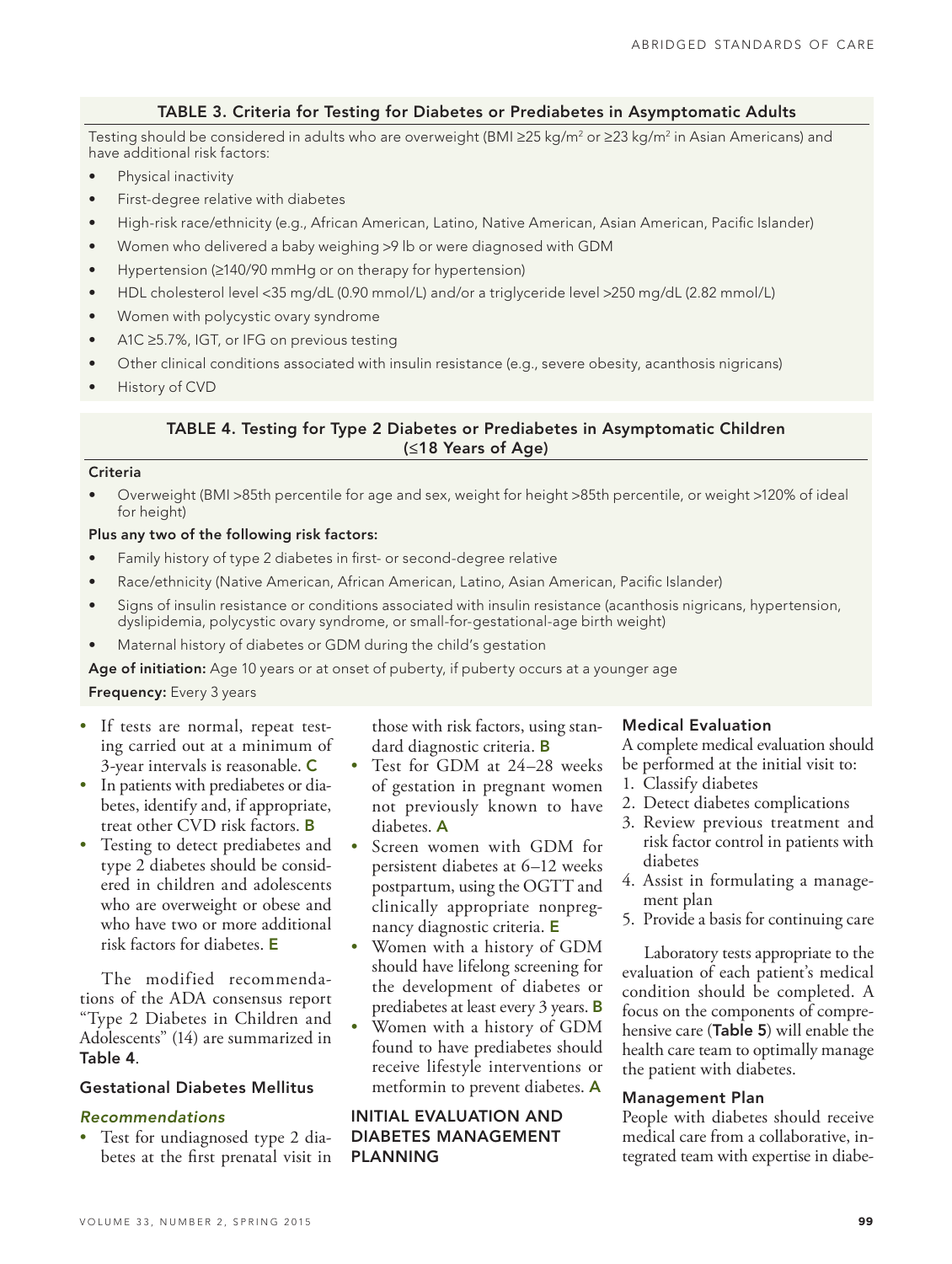**TABLE 3. Criteria for Testing for Diabetes or Prediabetes in Asymptomatic Adults**

Testing should be considered in adults who are overweight (BMI ≥25 kg/m$^2$ or ≥23 kg/m$^2$ in Asian Americans) and have additional risk factors:

- Physical inactivity
- First-degree relative with diabetes
- High-risk race/ethnicity (e.g., African American, Latino, Native American, Asian American, Pacific Islander)
- Women who delivered a baby weighing >9 lb or were diagnosed with GDM
- Hypertension (≥140/90 mmHg or on therapy for hypertension)
- HDL cholesterol level <35 mg/dL (0.90 mmol/L) and/or a triglyceride level >250 mg/dL (2.82 mmol/L)
- Women with polycystic ovary syndrome
- A1C ≥5.7%, IGT, or IFG on previous testing
- Other clinical conditions associated with insulin resistance (e.g., severe obesity, acanthosis nigricans)
- History of CVD

**TABLE 4. Testing for Type 2 Diabetes or Prediabetes in Asymptomatic Children (≤18 Years of Age)**

**Criteria**

- Overweight (BMI >85th percentile for age and sex, weight for height >85th percentile, or weight >120% of ideal for height)

**Plus any two of the following risk factors:**

- Family history of type 2 diabetes in first- or second-degree relative
- Race/ethnicity (Native American, African American, Latino, Asian American, Pacific Islander)
- Signs of insulin resistance or conditions associated with insulin resistance (acanthosis nigricans, hypertension, dyslipidemia, polycystic ovary syndrome, or small-for-gestational-age birth weight)
- Maternal history of diabetes or GDM during the child's gestation

**Age of initiation:** Age 10 years or at onset of puberty, if puberty occurs at a younger age

**Frequency:** Every 3 years

- If tests are normal, repeat testing carried out at a minimum of 3-year intervals is reasonable. **C**
- In patients with prediabetes or diabetes, identify and, if appropriate, treat other CVD risk factors. **B**
- Testing to detect prediabetes and type 2 diabetes should be considered in children and adolescents who are overweight or obese and who have two or more additional risk factors for diabetes. **E**

The modified recommendations of the ADA consensus report "Type 2 Diabetes in Children and Adolescents" (14) are summarized in **Table 4**.

### Gestational Diabetes Mellitus

#### *Recommendations*

- Test for undiagnosed type 2 diabetes at the first prenatal visit in those with risk factors, using standard diagnostic criteria. **B**
- Test for GDM at 24–28 weeks of gestation in pregnant women not previously known to have diabetes. **A**
- Screen women with GDM for persistent diabetes at 6–12 weeks postpartum, using the OGTT and clinically appropriate nonpregnancy diagnostic criteria. **E**
- Women with a history of GDM should have lifelong screening for the development of diabetes or prediabetes at least every 3 years. **B**
- Women with a history of GDM found to have prediabetes should receive lifestyle interventions or metformin to prevent diabetes. **A**

## INITIAL EVALUATION AND DIABETES MANAGEMENT PLANNING

### Medical Evaluation

A complete medical evaluation should be performed at the initial visit to:

1. Classify diabetes
2. Detect diabetes complications
3. Review previous treatment and risk factor control in patients with diabetes
4. Assist in formulating a management plan
5. Provide a basis for continuing care

Laboratory tests appropriate to the evaluation of each patient's medical condition should be completed. A focus on the components of comprehensive care (**Table 5**) will enable the health care team to optimally manage the patient with diabetes.

### Management Plan

People with diabetes should receive medical care from a collaborative, integrated team with expertise in diabe-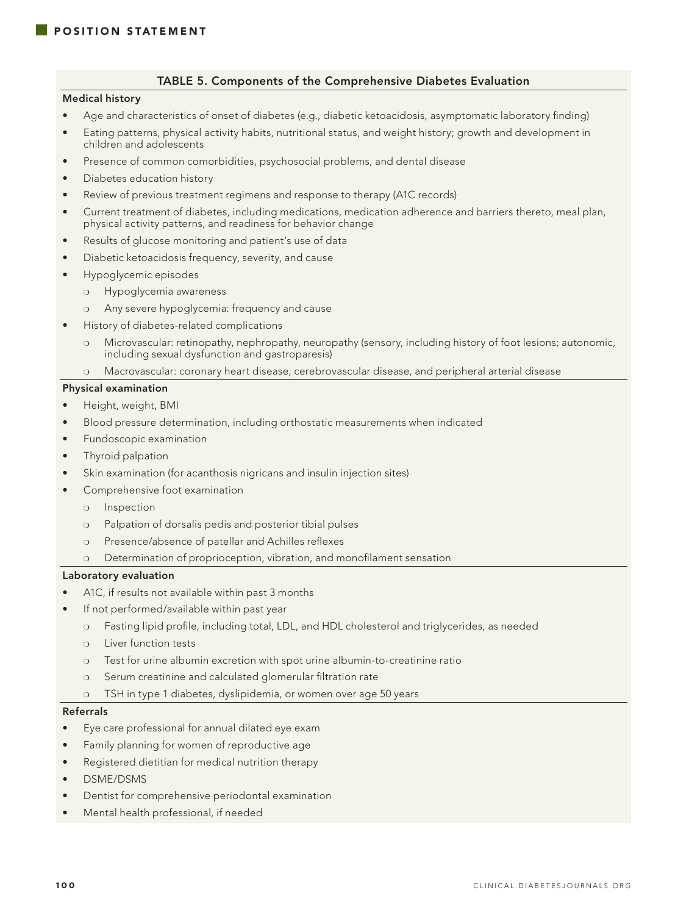## TABLE 5. Components of the Comprehensive Diabetes Evaluation

**Medical history**

- Age and characteristics of onset of diabetes (e.g., diabetic ketoacidosis, asymptomatic laboratory finding)
- Eating patterns, physical activity habits, nutritional status, and weight history; growth and development in children and adolescents
- Presence of common comorbidities, psychosocial problems, and dental disease
- Diabetes education history
- Review of previous treatment regimens and response to therapy (A1C records)
- Current treatment of diabetes, including medications, medication adherence and barriers thereto, meal plan, physical activity patterns, and readiness for behavior change
- Results of glucose monitoring and patient's use of data
- Diabetic ketoacidosis frequency, severity, and cause
- Hypoglycemic episodes
  - Hypoglycemia awareness
  - Any severe hypoglycemia: frequency and cause
- History of diabetes-related complications
  - Microvascular: retinopathy, nephropathy, neuropathy (sensory, including history of foot lesions; autonomic, including sexual dysfunction and gastroparesis)
  - Macrovascular: coronary heart disease, cerebrovascular disease, and peripheral arterial disease

**Physical examination**

- Height, weight, BMI
- Blood pressure determination, including orthostatic measurements when indicated
- Fundoscopic examination
- Thyroid palpation
- Skin examination (for acanthosis nigricans and insulin injection sites)
- Comprehensive foot examination
  - Inspection
  - Palpation of dorsalis pedis and posterior tibial pulses
  - Presence/absence of patellar and Achilles reflexes
  - Determination of proprioception, vibration, and monofilament sensation

**Laboratory evaluation**

- A1C, if results not available within past 3 months
- If not performed/available within past year
  - Fasting lipid profile, including total, LDL, and HDL cholesterol and triglycerides, as needed
  - Liver function tests
  - Test for urine albumin excretion with spot urine albumin-to-creatinine ratio
  - Serum creatinine and calculated glomerular filtration rate
  - TSH in type 1 diabetes, dyslipidemia, or women over age 50 years

**Referrals**

- Eye care professional for annual dilated eye exam
- Family planning for women of reproductive age
- Registered dietitian for medical nutrition therapy
- DSME/DSMS
- Dentist for comprehensive periodontal examination
- Mental health professional, if needed